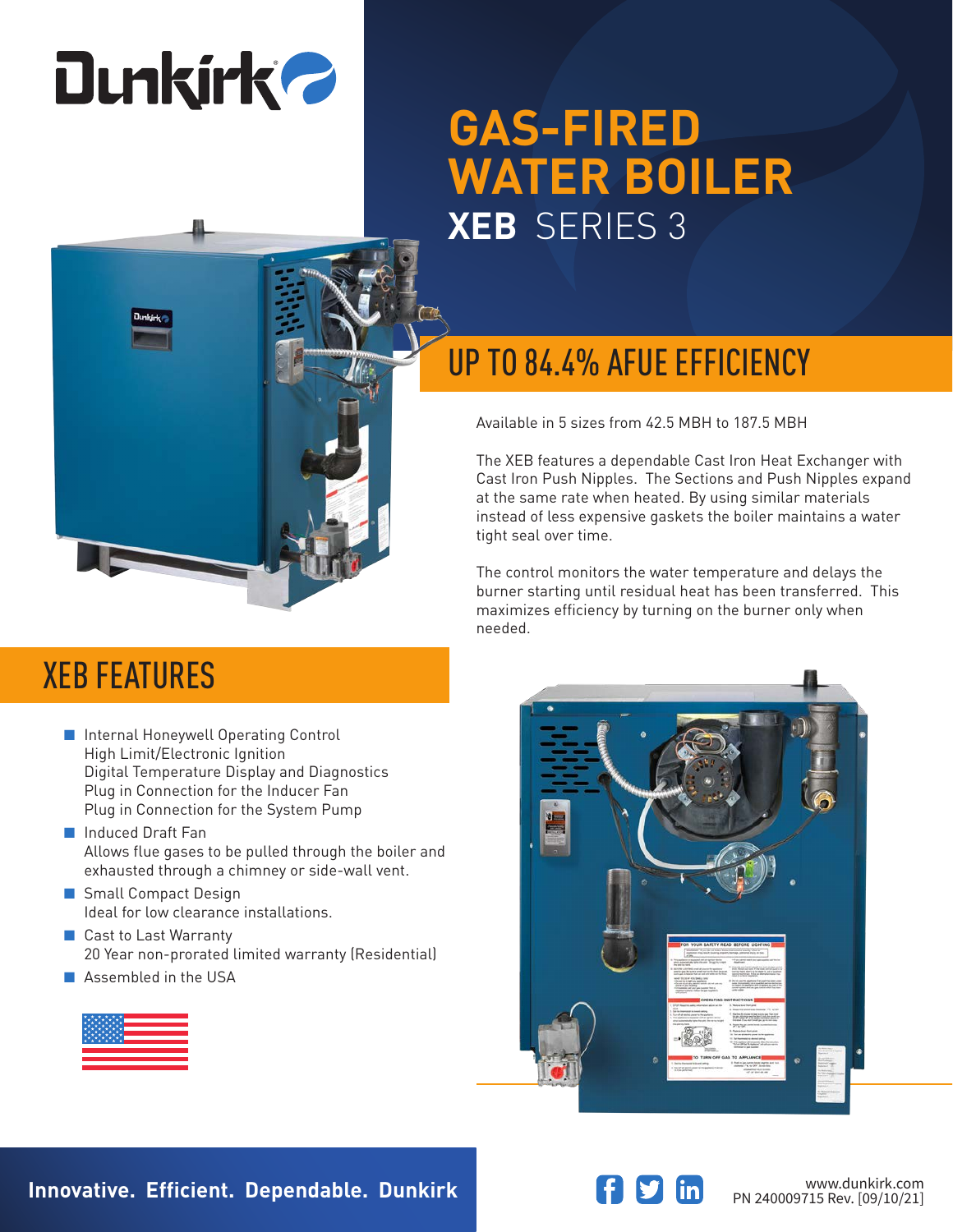Dunkirk

# GAS-FIRED WATER BOILER

## XEB SERIES 3

## UP TO 84.4% AFUE EFFICIENCY

Available in 5 sizes from 42.5 MBH to 187.5 MBH

The XEB features a dependable Cast Iron Heat Exchanger with Cast Iron Push Nipples. The Sections and Push Nipples expand at the same rate when heated. By using similar materials instead of less expensive gaskets the boiler maintains a water tight seal over time.

The control monitors the water temperature and delays the burner starting until residual heat has been transferred. This maximizes efficiency by turning on the burner only when needed.

## XEB FEATURES

- Internal Honeywell Operating Control
  High Limit/Electronic Ignition
  Digital Temperature Display and Diagnostics
  Plug in Connection for the Inducer Fan
  Plug in Connection for the System Pump
- Induced Draft Fan
  Allows flue gases to be pulled through the boiler and exhausted through a chimney or side-wall vent.
- Small Compact Design
  Ideal for low clearance installations.
- Cast to Last Warranty
  20 Year non-prorated limited warranty (Residential)
- Assembled in the USA

**Innovative. Efficient. Dependable. Dunkirk**

www.dunkirk.com
PN 240009715 Rev. [09/10/21]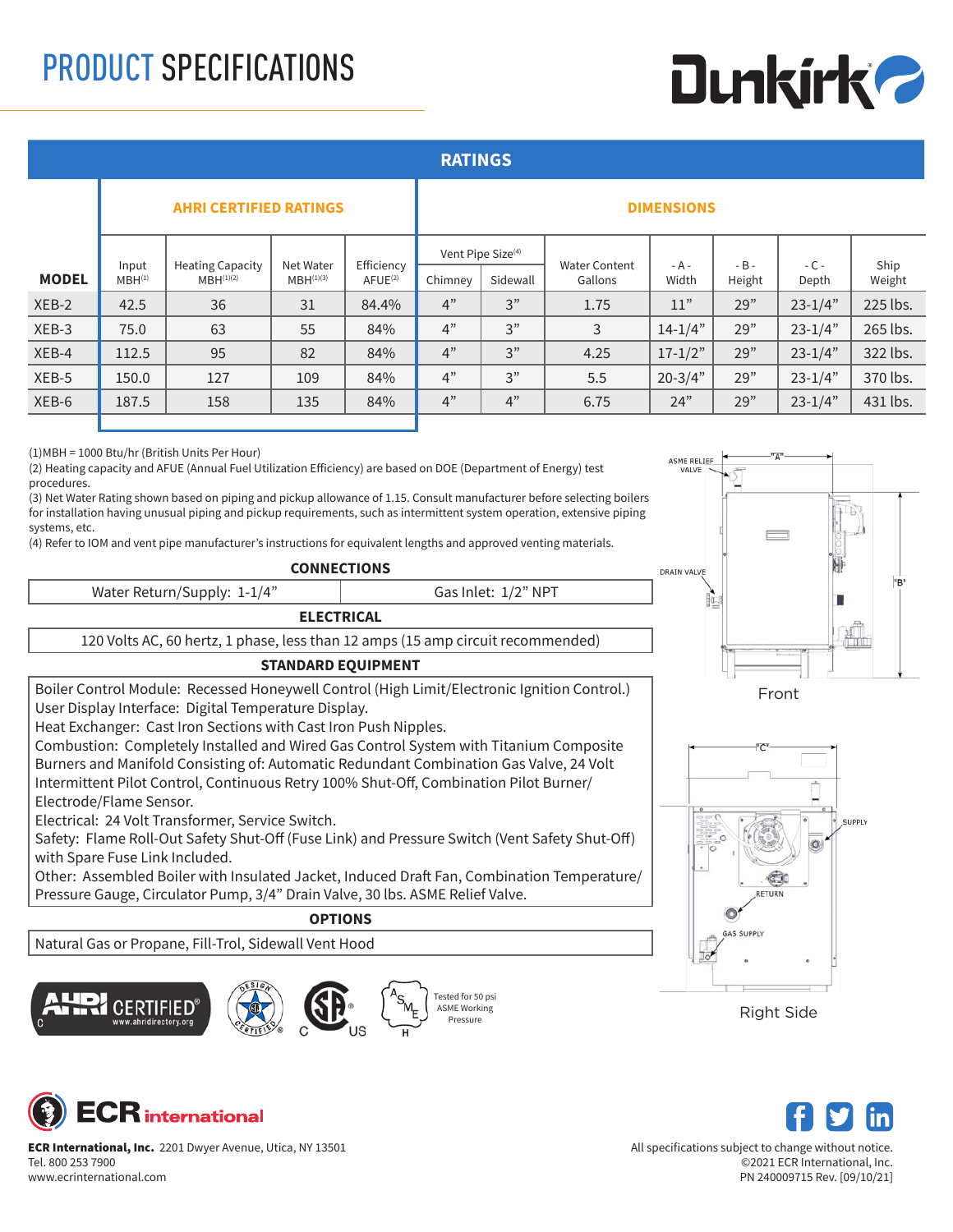# PRODUCT SPECIFICATIONS

Dunkirk

## RATINGS

| MODEL | AHRI CERTIFIED RATINGS | | | | DIMENSIONS | | | | | | |
|---|---|---|---|---|---|---|---|---|---|---|---|
| | Input MBH[1] | Heating Capacity MBH[1][2] | Net Water MBH[1][3] | Efficiency AFUE[2] | Vent Pipe Size[4] Chimney | Vent Pipe Size[4] Sidewall | Water Content Gallons | - A - Width | - B - Height | - C - Depth | Ship Weight |
| XEB-2 | 42.5 | 36 | 31 | 84.4% | 4" | 3" | 1.75 | 11" | 29" | 23-1/4" | 225 lbs. |
| XEB-3 | 75.0 | 63 | 55 | 84% | 4" | 3" | 3 | 14-1/4" | 29" | 23-1/4" | 265 lbs. |
| XEB-4 | 112.5 | 95 | 82 | 84% | 4" | 3" | 4.25 | 17-1/2" | 29" | 23-1/4" | 322 lbs. |
| XEB-5 | 150.0 | 127 | 109 | 84% | 4" | 3" | 5.5 | 20-3/4" | 29" | 23-1/4" | 370 lbs. |
| XEB-6 | 187.5 | 158 | 135 | 84% | 4" | 4" | 6.75 | 24" | 29" | 23-1/4" | 431 lbs. |

(1)MBH = 1000 Btu/hr (British Units Per Hour)
(2) Heating capacity and AFUE (Annual Fuel Utilization Efficiency) are based on DOE (Department of Energy) test procedures.
(3) Net Water Rating shown based on piping and pickup allowance of 1.15. Consult manufacturer before selecting boilers for installation having unusual piping and pickup requirements, such as intermittent system operation, extensive piping systems, etc.
(4) Refer to IOM and vent pipe manufacturer's instructions for equivalent lengths and approved venting materials.

### CONNECTIONS

| | |
|---|---|
| Water Return/Supply: 1-1/4" | Gas Inlet: 1/2" NPT |

### ELECTRICAL

120 Volts AC, 60 hertz, 1 phase, less than 12 amps (15 amp circuit recommended)

### STANDARD EQUIPMENT

Boiler Control Module: Recessed Honeywell Control (High Limit/Electronic Ignition Control.)
User Display Interface: Digital Temperature Display.
Heat Exchanger: Cast Iron Sections with Cast Iron Push Nipples.
Combustion: Completely Installed and Wired Gas Control System with Titanium Composite Burners and Manifold Consisting of: Automatic Redundant Combination Gas Valve, 24 Volt Intermittent Pilot Control, Continuous Retry 100% Shut-Off, Combination Pilot Burner/ Electrode/Flame Sensor.
Electrical: 24 Volt Transformer, Service Switch.
Safety: Flame Roll-Out Safety Shut-Off (Fuse Link) and Pressure Switch (Vent Safety Shut-Off) with Spare Fuse Link Included.
Other: Assembled Boiler with Insulated Jacket, Induced Draft Fan, Combination Temperature/ Pressure Gauge, Circulator Pump, 3/4" Drain Valve, 30 lbs. ASME Relief Valve.

### OPTIONS

Natural Gas or Propane, Fill-Trol, Sidewall Vent Hood

AHRI CERTIFIED® www.ahridirectory.org

Tested for 50 psi ASME Working Pressure

ASME RELIEF VALVE
"A"
DRAIN VALVE
"B"

Front

"C"
SUPPLY
RETURN
GAS SUPPLY

Right Side

ECR international

**ECR International, Inc.** 2201 Dwyer Avenue, Utica, NY 13501
Tel. 800 253 7900
www.ecrinternational.com

All specifications subject to change without notice.
©2021 ECR International, Inc.
PN 240009715 Rev. [09/10/21]